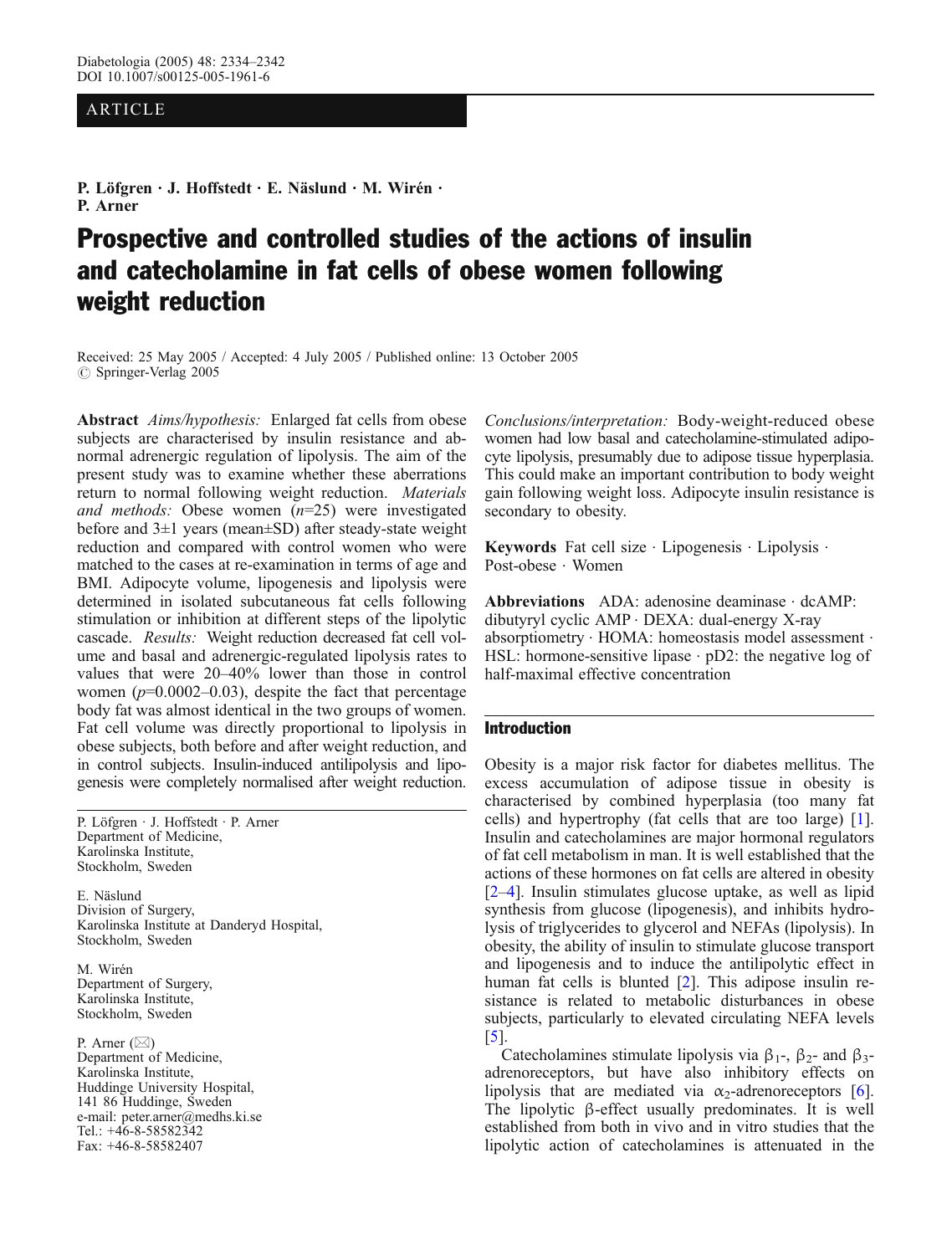ARTICLE

P. Löfgren · J. Hoffstedt · E. Näslund · M. Wirén · P. Arner

# Prospective and controlled studies of the actions of insulin and catecholamine in fat cells of obese women following weight reduction

Received: 25 May 2005 / Accepted: 4 July 2005 / Published online: 13 October 2005
© Springer-Verlag 2005

**Abstract** *Aims/hypothesis:* Enlarged fat cells from obese subjects are characterised by insulin resistance and abnormal adrenergic regulation of lipolysis. The aim of the present study was to examine whether these aberrations return to normal following weight reduction. *Materials and methods:* Obese women ($n$=25) were investigated before and 3±1 years (mean±SD) after steady-state weight reduction and compared with control women who were matched to the cases at re-examination in terms of age and BMI. Adipocyte volume, lipogenesis and lipolysis were determined in isolated subcutaneous fat cells following stimulation or inhibition at different steps of the lipolytic cascade. *Results:* Weight reduction decreased fat cell volume and basal and adrenergic-regulated lipolysis rates to values that were 20–40% lower than those in control women ($p$=0.0002–0.03), despite the fact that percentage body fat was almost identical in the two groups of women. Fat cell volume was directly proportional to lipolysis in obese subjects, both before and after weight reduction, and in control subjects. Insulin-induced antilipolysis and lipogenesis were completely normalised after weight reduction. *Conclusions/interpretation:* Body-weight-reduced obese women had low basal and catecholamine-stimulated adipocyte lipolysis, presumably due to adipose tissue hyperplasia. This could make an important contribution to body weight gain following weight loss. Adipocyte insulin resistance is secondary to obesity.

**Keywords** Fat cell size · Lipogenesis · Lipolysis · Post-obese · Women

**Abbreviations** ADA: adenosine deaminase · dcAMP: dibutyryl cyclic AMP · DEXA: dual-energy X-ray absorptiometry · HOMA: homeostasis model assessment · HSL: hormone-sensitive lipase · pD2: the negative log of half-maximal effective concentration

P. Löfgren · J. Hoffstedt · P. Arner
Department of Medicine,
Karolinska Institute,
Stockholm, Sweden

E. Näslund
Division of Surgery,
Karolinska Institute at Danderyd Hospital,
Stockholm, Sweden

M. Wirén
Department of Surgery,
Karolinska Institute,
Stockholm, Sweden

P. Arner (✉)
Department of Medicine,
Karolinska Institute,
Huddinge University Hospital,
141 86 Huddinge, Sweden
e-mail: peter.arner@medhs.ki.se
Tel.: +46-8-58582342
Fax: +46-8-58582407

## Introduction

Obesity is a major risk factor for diabetes mellitus. The excess accumulation of adipose tissue in obesity is characterised by combined hyperplasia (too many fat cells) and hypertrophy (fat cells that are too large) [1]. Insulin and catecholamines are major hormonal regulators of fat cell metabolism in man. It is well established that the actions of these hormones on fat cells are altered in obesity [2–4]. Insulin stimulates glucose uptake, as well as lipid synthesis from glucose (lipogenesis), and inhibits hydrolysis of triglycerides to glycerol and NEFAs (lipolysis). In obesity, the ability of insulin to stimulate glucose transport and lipogenesis and to induce the antilipolytic effect in human fat cells is blunted [2]. This adipose insulin resistance is related to metabolic disturbances in obese subjects, particularly to elevated circulating NEFA levels [5].

Catecholamines stimulate lipolysis via $\beta_1$-, $\beta_2$- and $\beta_3$-adrenoreceptors, but have also inhibitory effects on lipolysis that are mediated via $\alpha_2$-adrenoreceptors [6]. The lipolytic β-effect usually predominates. It is well established from both in vivo and in vitro studies that the lipolytic action of catecholamines is attenuated in the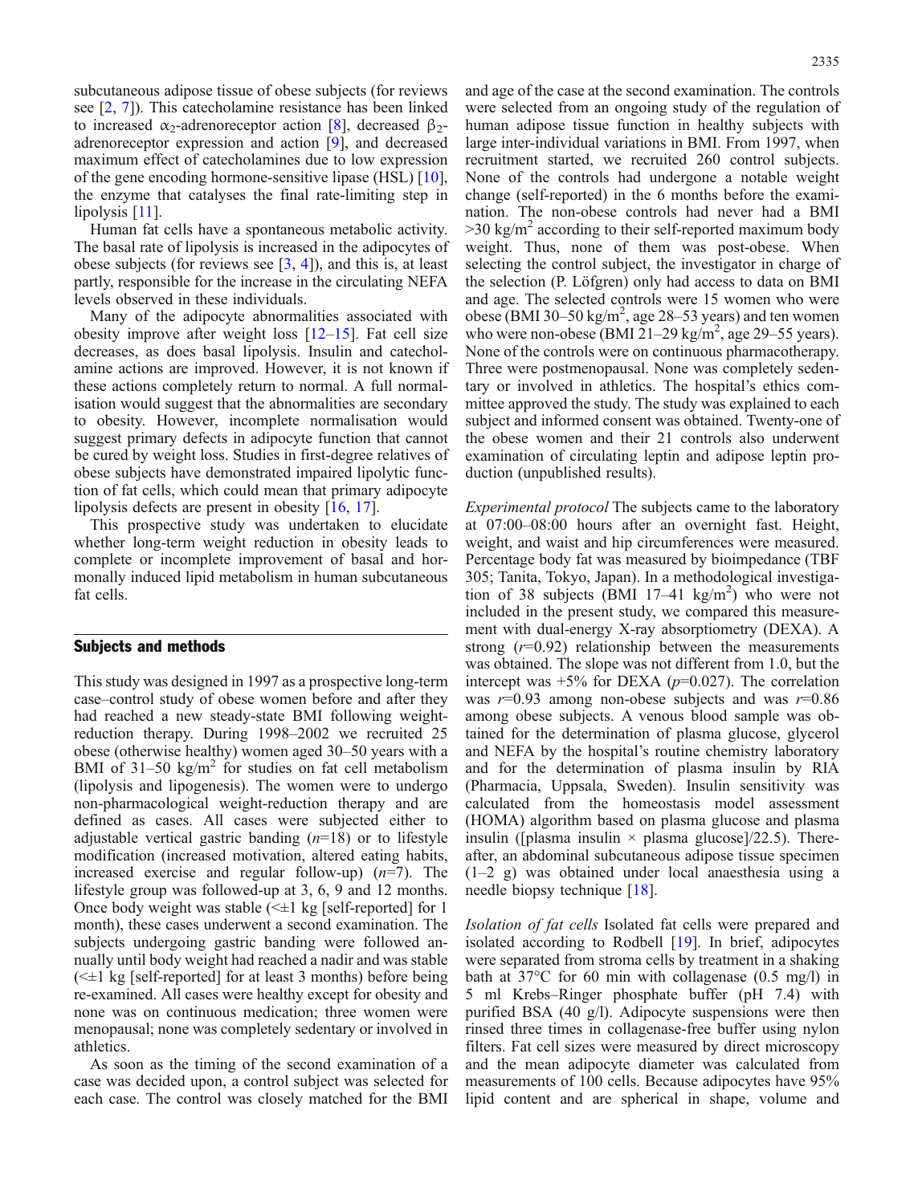subcutaneous adipose tissue of obese subjects (for reviews see [2, 7]). This catecholamine resistance has been linked to increased $\alpha_2$-adrenoreceptor action [8], decreased $\beta_2$-adrenoreceptor expression and action [9], and decreased maximum effect of catecholamines due to low expression of the gene encoding hormone-sensitive lipase (HSL) [10], the enzyme that catalyses the final rate-limiting step in lipolysis [11].

Human fat cells have a spontaneous metabolic activity. The basal rate of lipolysis is increased in the adipocytes of obese subjects (for reviews see [3, 4]), and this is, at least partly, responsible for the increase in the circulating NEFA levels observed in these individuals.

Many of the adipocyte abnormalities associated with obesity improve after weight loss [12–15]. Fat cell size decreases, as does basal lipolysis. Insulin and catecholamine actions are improved. However, it is not known if these actions completely return to normal. A full normalisation would suggest that the abnormalities are secondary to obesity. However, incomplete normalisation would suggest primary defects in adipocyte function that cannot be cured by weight loss. Studies in first-degree relatives of obese subjects have demonstrated impaired lipolytic function of fat cells, which could mean that primary adipocyte lipolysis defects are present in obesity [16, 17].

This prospective study was undertaken to elucidate whether long-term weight reduction in obesity leads to complete or incomplete improvement of basal and hormonally induced lipid metabolism in human subcutaneous fat cells.

## Subjects and methods

This study was designed in 1997 as a prospective long-term case–control study of obese women before and after they had reached a new steady-state BMI following weight-reduction therapy. During 1998–2002 we recruited 25 obese (otherwise healthy) women aged 30–50 years with a BMI of 31–50 kg/m$^2$ for studies on fat cell metabolism (lipolysis and lipogenesis). The women were to undergo non-pharmacological weight-reduction therapy and are defined as cases. All cases were subjected either to adjustable vertical gastric banding ($n$=18) or to lifestyle modification (increased motivation, altered eating habits, increased exercise and regular follow-up) ($n$=7). The lifestyle group was followed-up at 3, 6, 9 and 12 months. Once body weight was stable (<±1 kg [self-reported] for 1 month), these cases underwent a second examination. The subjects undergoing gastric banding were followed annually until body weight had reached a nadir and was stable (<±1 kg [self-reported] for at least 3 months) before being re-examined. All cases were healthy except for obesity and none was on continuous medication; three women were menopausal; none was completely sedentary or involved in athletics.

As soon as the timing of the second examination of a case was decided upon, a control subject was selected for each case. The control was closely matched for the BMI and age of the case at the second examination. The controls were selected from an ongoing study of the regulation of human adipose tissue function in healthy subjects with large inter-individual variations in BMI. From 1997, when recruitment started, we recruited 260 control subjects. None of the controls had undergone a notable weight change (self-reported) in the 6 months before the examination. The non-obese controls had never had a BMI >30 kg/m$^2$ according to their self-reported maximum body weight. Thus, none of them was post-obese. When selecting the control subject, the investigator in charge of the selection (P. Löfgren) only had access to data on BMI and age. The selected controls were 15 women who were obese (BMI 30–50 kg/m$^2$, age 28–53 years) and ten women who were non-obese (BMI 21–29 kg/m$^2$, age 29–55 years). None of the controls were on continuous pharmacotherapy. Three were postmenopausal. None was completely sedentary or involved in athletics. The hospital's ethics committee approved the study. The study was explained to each subject and informed consent was obtained. Twenty-one of the obese women and their 21 controls also underwent examination of circulating leptin and adipose leptin production (unpublished results).

*Experimental protocol* The subjects came to the laboratory at 07:00–08:00 hours after an overnight fast. Height, weight, and waist and hip circumferences were measured. Percentage body fat was measured by bioimpedance (TBF 305; Tanita, Tokyo, Japan). In a methodological investigation of 38 subjects (BMI 17–41 kg/m$^2$) who were not included in the present study, we compared this measurement with dual-energy X-ray absorptiometry (DEXA). A strong ($r$=0.92) relationship between the measurements was obtained. The slope was not different from 1.0, but the intercept was +5% for DEXA ($p$=0.027). The correlation was $r$=0.93 among non-obese subjects and was $r$=0.86 among obese subjects. A venous blood sample was obtained for the determination of plasma glucose, glycerol and NEFA by the hospital's routine chemistry laboratory and for the determination of plasma insulin by RIA (Pharmacia, Uppsala, Sweden). Insulin sensitivity was calculated from the homeostasis model assessment (HOMA) algorithm based on plasma glucose and plasma insulin ([plasma insulin × plasma glucose]/22.5). Thereafter, an abdominal subcutaneous adipose tissue specimen (1–2 g) was obtained under local anaesthesia using a needle biopsy technique [18].

*Isolation of fat cells* Isolated fat cells were prepared and isolated according to Rodbell [19]. In brief, adipocytes were separated from stroma cells by treatment in a shaking bath at 37°C for 60 min with collagenase (0.5 mg/l) in 5 ml Krebs–Ringer phosphate buffer (pH 7.4) with purified BSA (40 g/l). Adipocyte suspensions were then rinsed three times in collagenase-free buffer using nylon filters. Fat cell sizes were measured by direct microscopy and the mean adipocyte diameter was calculated from measurements of 100 cells. Because adipocytes have 95% lipid content and are spherical in shape, volume and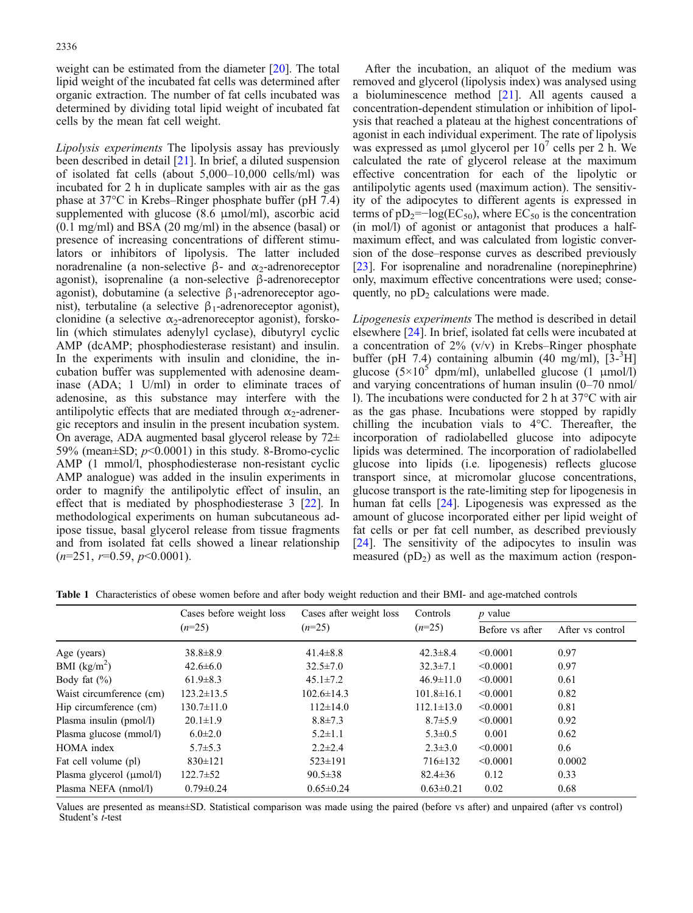weight can be estimated from the diameter [20]. The total lipid weight of the incubated fat cells was determined after organic extraction. The number of fat cells incubated was determined by dividing total lipid weight of incubated fat cells by the mean fat cell weight.

*Lipolysis experiments* The lipolysis assay has previously been described in detail [21]. In brief, a diluted suspension of isolated fat cells (about 5,000–10,000 cells/ml) was incubated for 2 h in duplicate samples with air as the gas phase at 37°C in Krebs–Ringer phosphate buffer (pH 7.4) supplemented with glucose (8.6 μmol/ml), ascorbic acid (0.1 mg/ml) and BSA (20 mg/ml) in the absence (basal) or presence of increasing concentrations of different stimulators or inhibitors of lipolysis. The latter included noradrenaline (a non-selective β- and $\alpha_2$-adrenoreceptor agonist), isoprenaline (a non-selective β-adrenoreceptor agonist), dobutamine (a selective $\beta_1$-adrenoreceptor agonist), terbutaline (a selective $\beta_1$-adrenoreceptor agonist), clonidine (a selective $\alpha_2$-adrenoreceptor agonist), forskolin (which stimulates adenylyl cyclase), dibutyryl cyclic AMP (dcAMP; phosphodiesterase resistant) and insulin. In the experiments with insulin and clonidine, the incubation buffer was supplemented with adenosine deaminase (ADA; 1 U/ml) in order to eliminate traces of adenosine, as this substance may interfere with the antilipolytic effects that are mediated through $\alpha_2$-adrenergic receptors and insulin in the present incubation system. On average, ADA augmented basal glycerol release by 72±59% (mean±SD; $p<0.0001$) in this study. 8-Bromo-cyclic AMP (1 mmol/l, phosphodiesterase non-resistant cyclic AMP analogue) was added in the insulin experiments in order to magnify the antilipolytic effect of insulin, an effect that is mediated by phosphodiesterase 3 [22]. In methodological experiments on human subcutaneous adipose tissue, basal glycerol release from tissue fragments and from isolated fat cells showed a linear relationship ($n=251$, $r=0.59$, $p<0.0001$).

After the incubation, an aliquot of the medium was removed and glycerol (lipolysis index) was analysed using a bioluminescence method [21]. All agents caused a concentration-dependent stimulation or inhibition of lipolysis that reached a plateau at the highest concentrations of agonist in each individual experiment. The rate of lipolysis was expressed as μmol glycerol per $10^7$ cells per 2 h. We calculated the rate of glycerol release at the maximum effective concentration for each of the lipolytic or antilipolytic agents used (maximum action). The sensitivity of the adipocytes to different agents is expressed in terms of $pD_2=-\log(EC_{50})$, where $EC_{50}$ is the concentration (in mol/l) of agonist or antagonist that produces a half-maximum effect, and was calculated from logistic conversion of the dose–response curves as described previously [23]. For isoprenaline and noradrenaline (norepinephrine) only, maximum effective concentrations were used; consequently, no $pD_2$ calculations were made.

*Lipogenesis experiments* The method is described in detail elsewhere [24]. In brief, isolated fat cells were incubated at a concentration of 2% (v/v) in Krebs–Ringer phosphate buffer (pH 7.4) containing albumin (40 mg/ml), [3-$^3$H] glucose ($5\times10^5$ dpm/ml), unlabelled glucose (1 μmol/l) and varying concentrations of human insulin (0–70 nmol/l). The incubations were conducted for 2 h at 37°C with air as the gas phase. Incubations were stopped by rapidly chilling the incubation vials to 4°C. Thereafter, the incorporation of radiolabelled glucose into adipocyte lipids was determined. The incorporation of radiolabelled glucose into lipids (i.e. lipogenesis) reflects glucose transport since, at micromolar glucose concentrations, glucose transport is the rate-limiting step for lipogenesis in human fat cells [24]. Lipogenesis was expressed as the amount of glucose incorporated either per lipid weight of fat cells or per fat cell number, as described previously [24]. The sensitivity of the adipocytes to insulin was measured ($pD_2$) as well as the maximum action (respon-

**Table 1** Characteristics of obese women before and after body weight reduction and their BMI- and age-matched controls

| | Cases before weight loss ($n=25$) | Cases after weight loss ($n=25$) | Controls ($n=25$) | $p$ value | |
|---|---|---|---|---|---|
| | | | | Before vs after | After vs control |
| Age (years) | 38.8±8.9 | 41.4±8.8 | 42.3±8.4 | <0.0001 | 0.97 |
| BMI (kg/m$^2$) | 42.6±6.0 | 32.5±7.0 | 32.3±7.1 | <0.0001 | 0.97 |
| Body fat (%) | 61.9±8.3 | 45.1±7.2 | 46.9±11.0 | <0.0001 | 0.61 |
| Waist circumference (cm) | 123.2±13.5 | 102.6±14.3 | 101.8±16.1 | <0.0001 | 0.82 |
| Hip circumference (cm) | 130.7±11.0 | 112±14.0 | 112.1±13.0 | <0.0001 | 0.81 |
| Plasma insulin (pmol/l) | 20.1±1.9 | 8.8±7.3 | 8.7±5.9 | <0.0001 | 0.92 |
| Plasma glucose (mmol/l) | 6.0±2.0 | 5.2±1.1 | 5.3±0.5 | 0.001 | 0.62 |
| HOMA index | 5.7±5.3 | 2.2±2.4 | 2.3±3.0 | <0.0001 | 0.6 |
| Fat cell volume (pl) | 830±121 | 523±191 | 716±132 | <0.0001 | 0.0002 |
| Plasma glycerol (μmol/l) | 122.7±52 | 90.5±38 | 82.4±36 | 0.12 | 0.33 |
| Plasma NEFA (nmol/l) | 0.79±0.24 | 0.65±0.24 | 0.63±0.21 | 0.02 | 0.68 |

Values are presented as means±SD. Statistical comparison was made using the paired (before vs after) and unpaired (after vs control) Student's *t*-test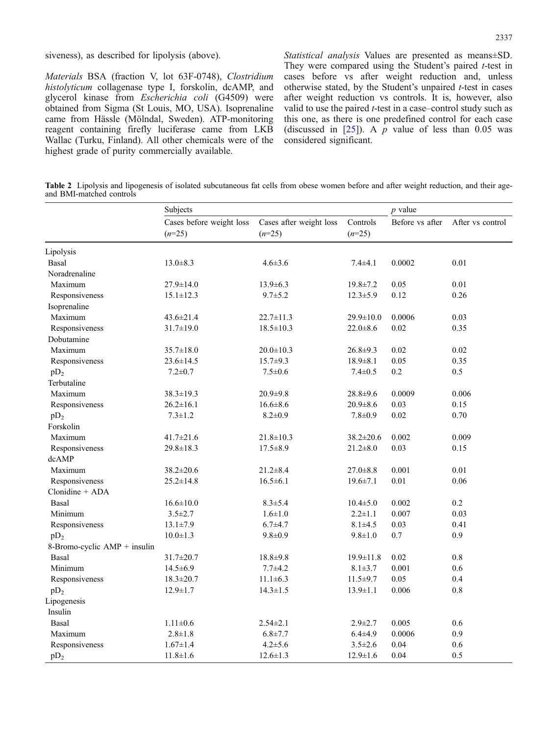siveness), as described for lipolysis (above).

*Materials* BSA (fraction V, lot 63F-0748), *Clostridium histolyticum* collagenase type I, forskolin, dcAMP, and glycerol kinase from *Escherichia coli* (G4509) were obtained from Sigma (St Louis, MO, USA). Isoprenaline came from Hässle (Mölndal, Sweden). ATP-monitoring reagent containing firefly luciferase came from LKB Wallac (Turku, Finland). All other chemicals were of the highest grade of purity commercially available.

*Statistical analysis* Values are presented as means±SD. They were compared using the Student's paired *t*-test in cases before vs after weight reduction and, unless otherwise stated, by the Student's unpaired *t*-test in cases after weight reduction vs controls. It is, however, also valid to use the paired *t*-test in a case–control study such as this one, as there is one predefined control for each case (discussed in [25]). A $p$ value of less than 0.05 was considered significant.

**Table 2** Lipolysis and lipogenesis of isolated subcutaneous fat cells from obese women before and after weight reduction, and their age- and BMI-matched controls

| | Subjects | | | $p$ value | |
|---|---|---|---|---|---|
| | Cases before weight loss ($n$=25) | Cases after weight loss ($n$=25) | Controls ($n$=25) | Before vs after | After vs control |
| Lipolysis | | | | | |
| Basal | 13.0±8.3 | 4.6±3.6 | 7.4±4.1 | 0.0002 | 0.01 |
| Noradrenaline | | | | | |
| Maximum | 27.9±14.0 | 13.9±6.3 | 19.8±7.2 | 0.05 | 0.01 |
| Responsiveness | 15.1±12.3 | 9.7±5.2 | 12.3±5.9 | 0.12 | 0.26 |
| Isoprenaline | | | | | |
| Maximum | 43.6±21.4 | 22.7±11.3 | 29.9±10.0 | 0.0006 | 0.03 |
| Responsiveness | 31.7±19.0 | 18.5±10.3 | 22.0±8.6 | 0.02 | 0.35 |
| Dobutamine | | | | | |
| Maximum | 35.7±18.0 | 20.0±10.3 | 26.8±9.3 | 0.02 | 0.02 |
| Responsiveness | 23.6±14.5 | 15.7±9.3 | 18.9±8.1 | 0.05 | 0.35 |
| $pD_2$ | 7.2±0.7 | 7.5±0.6 | 7.4±0.5 | 0.2 | 0.5 |
| Terbutaline | | | | | |
| Maximum | 38.3±19.3 | 20.9±9.8 | 28.8±9.6 | 0.0009 | 0.006 |
| Responsiveness | 26.2±16.1 | 16.6±8.6 | 20.9±8.6 | 0.03 | 0.15 |
| $pD_2$ | 7.3±1.2 | 8.2±0.9 | 7.8±0.9 | 0.02 | 0.70 |
| Forskolin | | | | | |
| Maximum | 41.7±21.6 | 21.8±10.3 | 38.2±20.6 | 0.002 | 0.009 |
| Responsiveness | 29.8±18.3 | 17.5±8.9 | 21.2±8.0 | 0.03 | 0.15 |
| dcAMP | | | | | |
| Maximum | 38.2±20.6 | 21.2±8.4 | 27.0±8.8 | 0.001 | 0.01 |
| Responsiveness | 25.2±14.8 | 16.5±6.1 | 19.6±7.1 | 0.01 | 0.06 |
| Clonidine + ADA | | | | | |
| Basal | 16.6±10.0 | 8.3±5.4 | 10.4±5.0 | 0.002 | 0.2 |
| Minimum | 3.5±2.7 | 1.6±1.0 | 2.2±1.1 | 0.007 | 0.03 |
| Responsiveness | 13.1±7.9 | 6.7±4.7 | 8.1±4.5 | 0.03 | 0.41 |
| $pD_2$ | 10.0±1.3 | 9.8±0.9 | 9.8±1.0 | 0.7 | 0.9 |
| 8-Bromo-cyclic AMP + insulin | | | | | |
| Basal | 31.7±20.7 | 18.8±9.8 | 19.9±11.8 | 0.02 | 0.8 |
| Minimum | 14.5±6.9 | 7.7±4.2 | 8.1±3.7 | 0.001 | 0.6 |
| Responsiveness | 18.3±20.7 | 11.1±6.3 | 11.5±9.7 | 0.05 | 0.4 |
| $pD_2$ | 12.9±1.7 | 14.3±1.5 | 13.9±1.1 | 0.006 | 0.8 |
| Lipogenesis | | | | | |
| Insulin | | | | | |
| Basal | 1.11±0.6 | 2.54±2.1 | 2.9±2.7 | 0.005 | 0.6 |
| Maximum | 2.8±1.8 | 6.8±7.7 | 6.4±4.9 | 0.0006 | 0.9 |
| Responsiveness | 1.67±1.4 | 4.2±5.6 | 3.5±2.6 | 0.04 | 0.6 |
| $pD_2$ | 11.8±1.6 | 12.6±1.3 | 12.9±1.6 | 0.04 | 0.5 |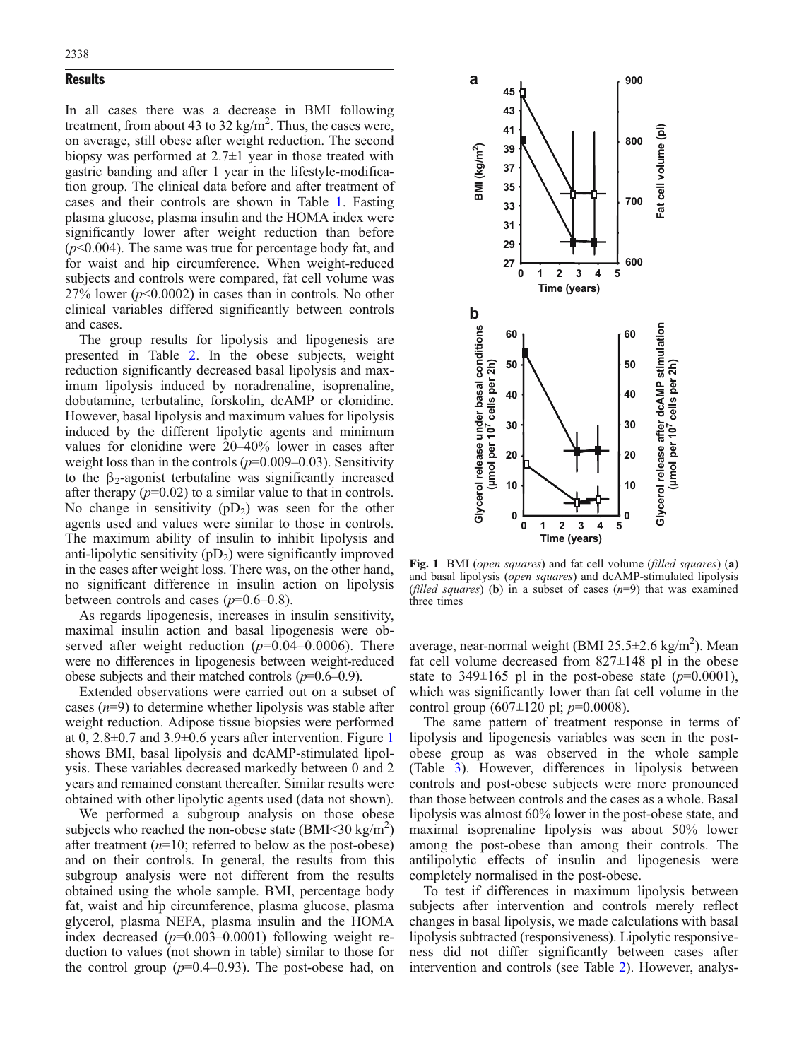## Results

In all cases there was a decrease in BMI following treatment, from about 43 to 32 kg/m$^2$. Thus, the cases were, on average, still obese after weight reduction. The second biopsy was performed at 2.7±1 year in those treated with gastric banding and after 1 year in the lifestyle-modification group. The clinical data before and after treatment of cases and their controls are shown in Table 1. Fasting plasma glucose, plasma insulin and the HOMA index were significantly lower after weight reduction than before ($p<0.004$). The same was true for percentage body fat, and for waist and hip circumference. When weight-reduced subjects and controls were compared, fat cell volume was 27% lower ($p<0.0002$) in cases than in controls. No other clinical variables differed significantly between controls and cases.

The group results for lipolysis and lipogenesis are presented in Table 2. In the obese subjects, weight reduction significantly decreased basal lipolysis and maximum lipolysis induced by noradrenaline, isoprenaline, dobutamine, terbutaline, forskolin, dcAMP or clonidine. However, basal lipolysis and maximum values for lipolysis induced by the different lipolytic agents and minimum values for clonidine were 20–40% lower in cases after weight loss than in the controls ($p$=0.009–0.03). Sensitivity to the $\beta_2$-agonist terbutaline was significantly increased after therapy ($p$=0.02) to a similar value to that in controls. No change in sensitivity ($pD_2$) was seen for the other agents used and values were similar to those in controls. The maximum ability of insulin to inhibit lipolysis and anti-lipolytic sensitivity ($pD_2$) were significantly improved in the cases after weight loss. There was, on the other hand, no significant difference in insulin action on lipolysis between controls and cases ($p$=0.6–0.8).

As regards lipogenesis, increases in insulin sensitivity, maximal insulin action and basal lipogenesis were observed after weight reduction ($p$=0.04–0.0006). There were no differences in lipogenesis between weight-reduced obese subjects and their matched controls ($p$=0.6–0.9).

Extended observations were carried out on a subset of cases ($n$=9) to determine whether lipolysis was stable after weight reduction. Adipose tissue biopsies were performed at 0, 2.8±0.7 and 3.9±0.6 years after intervention. Figure 1 shows BMI, basal lipolysis and dcAMP-stimulated lipolysis. These variables decreased markedly between 0 and 2 years and remained constant thereafter. Similar results were obtained with other lipolytic agents used (data not shown).

We performed a subgroup analysis on those obese subjects who reached the non-obese state (BMI<30 kg/m$^2$) after treatment ($n$=10; referred to below as the post-obese) and on their controls. In general, the results from this subgroup analysis were not different from the results obtained using the whole sample. BMI, percentage body fat, waist and hip circumference, plasma glucose, plasma glycerol, plasma NEFA, plasma insulin and the HOMA index decreased ($p$=0.003–0.0001) following weight reduction to values (not shown in table) similar to those for the control group ($p$=0.4–0.93). The post-obese had, on average, near-normal weight (BMI 25.5±2.6 kg/m$^2$). Mean fat cell volume decreased from 827±148 pl in the obese state to 349±165 pl in the post-obese state ($p$=0.0001), which was significantly lower than fat cell volume in the control group (607±120 pl; $p$=0.0008).

**Fig. 1** BMI (*open squares*) and fat cell volume (*filled squares*) (**a**) and basal lipolysis (*open squares*) and dcAMP-stimulated lipolysis (*filled squares*) (**b**) in a subset of cases ($n$=9) that was examined three times

The same pattern of treatment response in terms of lipolysis and lipogenesis variables was seen in the post-obese group as was observed in the whole sample (Table 3). However, differences in lipolysis between controls and post-obese subjects were more pronounced than those between controls and the cases as a whole. Basal lipolysis was almost 60% lower in the post-obese state, and maximal isoprenaline lipolysis was about 50% lower among the post-obese than among their controls. The antilipolytic effects of insulin and lipogenesis were completely normalised in the post-obese.

To test if differences in maximum lipolysis between subjects after intervention and controls merely reflect changes in basal lipolysis, we made calculations with basal lipolysis subtracted (responsiveness). Lipolytic responsiveness did not differ significantly between cases after intervention and controls (see Table 2). However, analys-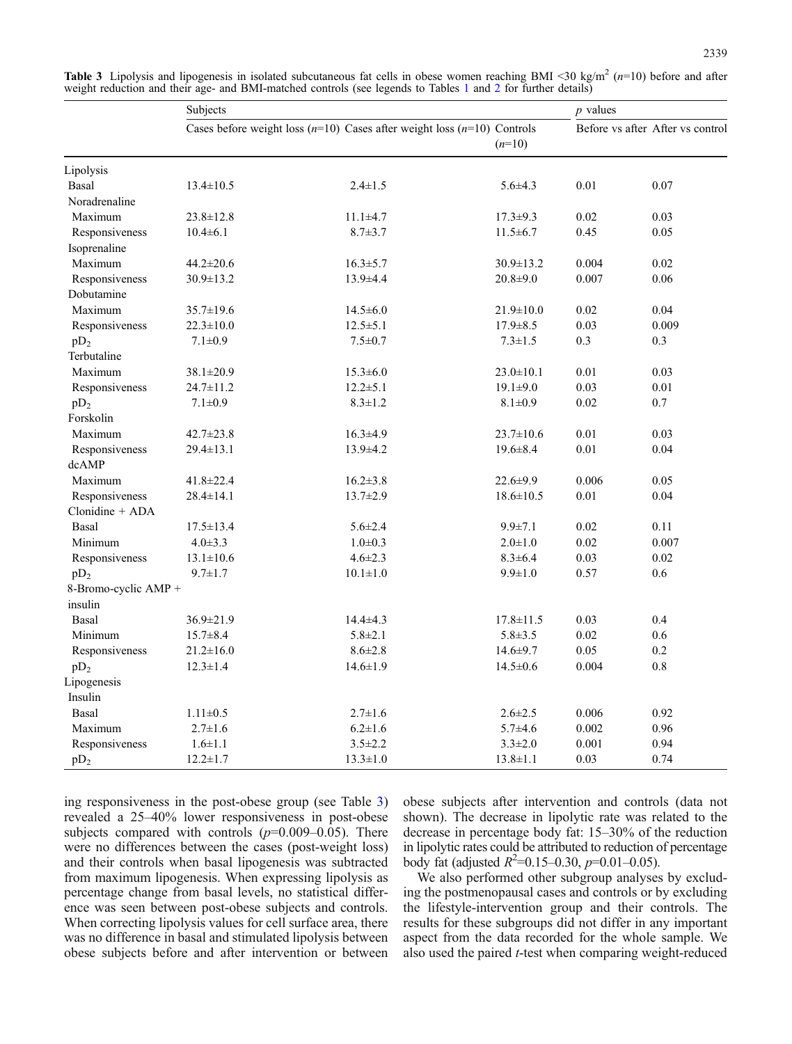**Table 3** Lipolysis and lipogenesis in isolated subcutaneous fat cells in obese women reaching BMI <30 kg/m$^2$ ($n$=10) before and after weight reduction and their age- and BMI-matched controls (see legends to Tables 1 and 2 for further details)

| | Subjects | | | $p$ values | |
|---|---|---|---|---|---|
| | Cases before weight loss ($n$=10) | Cases after weight loss ($n$=10) | Controls ($n$=10) | Before vs after | After vs control |
| Lipolysis | | | | | |
| Basal | 13.4±10.5 | 2.4±1.5 | 5.6±4.3 | 0.01 | 0.07 |
| Noradrenaline | | | | | |
| Maximum | 23.8±12.8 | 11.1±4.7 | 17.3±9.3 | 0.02 | 0.03 |
| Responsiveness | 10.4±6.1 | 8.7±3.7 | 11.5±6.7 | 0.45 | 0.05 |
| Isoprenaline | | | | | |
| Maximum | 44.2±20.6 | 16.3±5.7 | 30.9±13.2 | 0.004 | 0.02 |
| Responsiveness | 30.9±13.2 | 13.9±4.4 | 20.8±9.0 | 0.007 | 0.06 |
| Dobutamine | | | | | |
| Maximum | 35.7±19.6 | 14.5±6.0 | 21.9±10.0 | 0.02 | 0.04 |
| Responsiveness | 22.3±10.0 | 12.5±5.1 | 17.9±8.5 | 0.03 | 0.009 |
| $pD_2$ | 7.1±0.9 | 7.5±0.7 | 7.3±1.5 | 0.3 | 0.3 |
| Terbutaline | | | | | |
| Maximum | 38.1±20.9 | 15.3±6.0 | 23.0±10.1 | 0.01 | 0.03 |
| Responsiveness | 24.7±11.2 | 12.2±5.1 | 19.1±9.0 | 0.03 | 0.01 |
| $pD_2$ | 7.1±0.9 | 8.3±1.2 | 8.1±0.9 | 0.02 | 0.7 |
| Forskolin | | | | | |
| Maximum | 42.7±23.8 | 16.3±4.9 | 23.7±10.6 | 0.01 | 0.03 |
| Responsiveness | 29.4±13.1 | 13.9±4.2 | 19.6±8.4 | 0.01 | 0.04 |
| dcAMP | | | | | |
| Maximum | 41.8±22.4 | 16.2±3.8 | 22.6±9.9 | 0.006 | 0.05 |
| Responsiveness | 28.4±14.1 | 13.7±2.9 | 18.6±10.5 | 0.01 | 0.04 |
| Clonidine + ADA | | | | | |
| Basal | 17.5±13.4 | 5.6±2.4 | 9.9±7.1 | 0.02 | 0.11 |
| Minimum | 4.0±3.3 | 1.0±0.3 | 2.0±1.0 | 0.02 | 0.007 |
| Responsiveness | 13.1±10.6 | 4.6±2.3 | 8.3±6.4 | 0.03 | 0.02 |
| $pD_2$ | 9.7±1.7 | 10.1±1.0 | 9.9±1.0 | 0.57 | 0.6 |
| 8-Bromo-cyclic AMP + insulin | | | | | |
| Basal | 36.9±21.9 | 14.4±4.3 | 17.8±11.5 | 0.03 | 0.4 |
| Minimum | 15.7±8.4 | 5.8±2.1 | 5.8±3.5 | 0.02 | 0.6 |
| Responsiveness | 21.2±16.0 | 8.6±2.8 | 14.6±9.7 | 0.05 | 0.2 |
| $pD_2$ | 12.3±1.4 | 14.6±1.9 | 14.5±0.6 | 0.004 | 0.8 |
| Lipogenesis | | | | | |
| Insulin | | | | | |
| Basal | 1.11±0.5 | 2.7±1.6 | 2.6±2.5 | 0.006 | 0.92 |
| Maximum | 2.7±1.6 | 6.2±1.6 | 5.7±4.6 | 0.002 | 0.96 |
| Responsiveness | 1.6±1.1 | 3.5±2.2 | 3.3±2.0 | 0.001 | 0.94 |
| $pD_2$ | 12.2±1.7 | 13.3±1.0 | 13.8±1.1 | 0.03 | 0.74 |

ing responsiveness in the post-obese group (see Table 3) revealed a 25–40% lower responsiveness in post-obese subjects compared with controls ($p$=0.009–0.05). There were no differences between the cases (post-weight loss) and their controls when basal lipogenesis was subtracted from maximum lipogenesis. When expressing lipolysis as percentage change from basal levels, no statistical difference was seen between post-obese subjects and controls. When correcting lipolysis values for cell surface area, there was no difference in basal and stimulated lipolysis between obese subjects before and after intervention or between obese subjects after intervention and controls (data not shown). The decrease in lipolytic rate was related to the decrease in percentage body fat: 15–30% of the reduction in lipolytic rates could be attributed to reduction of percentage body fat (adjusted $R^2$=0.15–0.30, $p$=0.01–0.05).

We also performed other subgroup analyses by excluding the postmenopausal cases and controls or by excluding the lifestyle-intervention group and their controls. The results for these subgroups did not differ in any important aspect from the data recorded for the whole sample. We also used the paired $t$-test when comparing weight-reduced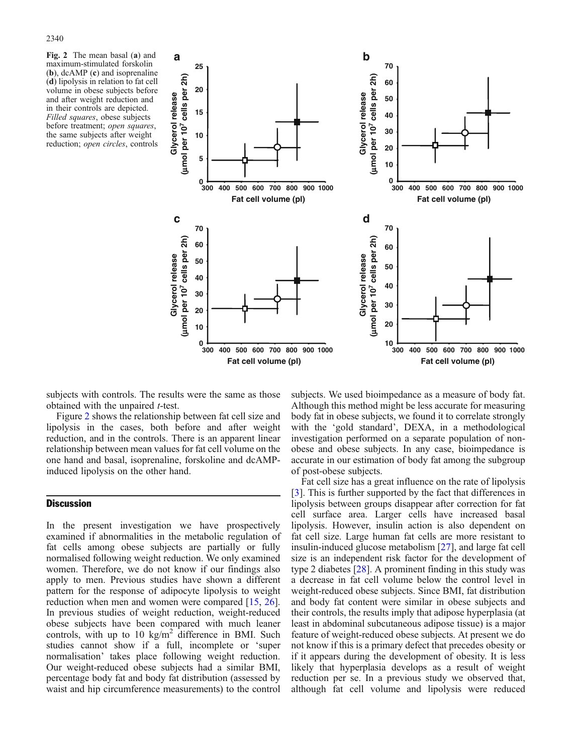**Fig. 2** The mean basal (**a**) and maximum-stimulated forskolin (**b**), dcAMP (**c**) and isoprenaline (**d**) lipolysis in relation to fat cell volume in obese subjects before and after weight reduction and in their controls are depicted. *Filled squares*, obese subjects before treatment; *open squares*, the same subjects after weight reduction; *open circles*, controls

subjects with controls. The results were the same as those obtained with the unpaired *t*-test.

Figure 2 shows the relationship between fat cell size and lipolysis in the cases, both before and after weight reduction, and in the controls. There is an apparent linear relationship between mean values for fat cell volume on the one hand and basal, isoprenaline, forskoline and dcAMP-induced lipolysis on the other hand.

## Discussion

In the present investigation we have prospectively examined if abnormalities in the metabolic regulation of fat cells among obese subjects are partially or fully normalised following weight reduction. We only examined women. Therefore, we do not know if our findings also apply to men. Previous studies have shown a different pattern for the response of adipocyte lipolysis to weight reduction when men and women were compared [15, 26]. In previous studies of weight reduction, weight-reduced obese subjects have been compared with much leaner controls, with up to 10 kg/m$^2$ difference in BMI. Such studies cannot show if a full, incomplete or 'super normalisation' takes place following weight reduction. Our weight-reduced obese subjects had a similar BMI, percentage body fat and body fat distribution (assessed by waist and hip circumference measurements) to the control subjects. We used bioimpedance as a measure of body fat. Although this method might be less accurate for measuring body fat in obese subjects, we found it to correlate strongly with the 'gold standard', DEXA, in a methodological investigation performed on a separate population of non-obese and obese subjects. In any case, bioimpedance is accurate in our estimation of body fat among the subgroup of post-obese subjects.

Fat cell size has a great influence on the rate of lipolysis [3]. This is further supported by the fact that differences in lipolysis between groups disappear after correction for fat cell surface area. Larger cells have increased basal lipolysis. However, insulin action is also dependent on fat cell size. Large human fat cells are more resistant to insulin-induced glucose metabolism [27], and large fat cell size is an independent risk factor for the development of type 2 diabetes [28]. A prominent finding in this study was a decrease in fat cell volume below the control level in weight-reduced obese subjects. Since BMI, fat distribution and body fat content were similar in obese subjects and their controls, the results imply that adipose hyperplasia (at least in abdominal subcutaneous adipose tissue) is a major feature of weight-reduced obese subjects. At present we do not know if this is a primary defect that precedes obesity or if it appears during the development of obesity. It is less likely that hyperplasia develops as a result of weight reduction per se. In a previous study we observed that, although fat cell volume and lipolysis were reduced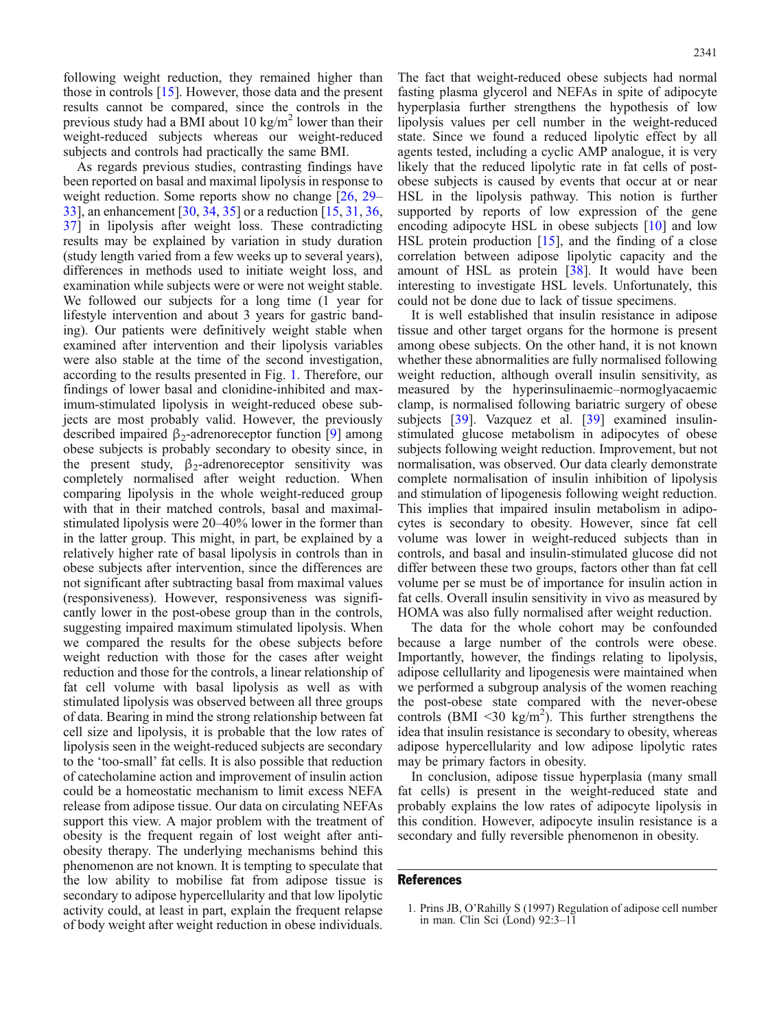following weight reduction, they remained higher than those in controls [15]. However, those data and the present results cannot be compared, since the controls in the previous study had a BMI about 10 kg/m$^2$ lower than their weight-reduced subjects whereas our weight-reduced subjects and controls had practically the same BMI.

As regards previous studies, contrasting findings have been reported on basal and maximal lipolysis in response to weight reduction. Some reports show no change [26, 29–33], an enhancement [30, 34, 35] or a reduction [15, 31, 36, 37] in lipolysis after weight loss. These contradicting results may be explained by variation in study duration (study length varied from a few weeks up to several years), differences in methods used to initiate weight loss, and examination while subjects were or were not weight stable. We followed our subjects for a long time (1 year for lifestyle intervention and about 3 years for gastric banding). Our patients were definitively weight stable when examined after intervention and their lipolysis variables were also stable at the time of the second investigation, according to the results presented in Fig. 1. Therefore, our findings of lower basal and clonidine-inhibited and maximum-stimulated lipolysis in weight-reduced obese subjects are most probably valid. However, the previously described impaired $\beta_2$-adrenoreceptor function [9] among obese subjects is probably secondary to obesity since, in the present study, $\beta_2$-adrenoreceptor sensitivity was completely normalised after weight reduction. When comparing lipolysis in the whole weight-reduced group with that in their matched controls, basal and maximal-stimulated lipolysis were 20–40% lower in the former than in the latter group. This might, in part, be explained by a relatively higher rate of basal lipolysis in controls than in obese subjects after intervention, since the differences are not significant after subtracting basal from maximal values (responsiveness). However, responsiveness was significantly lower in the post-obese group than in the controls, suggesting impaired maximum stimulated lipolysis. When we compared the results for the obese subjects before weight reduction with those for the cases after weight reduction and those for the controls, a linear relationship of fat cell volume with basal lipolysis as well as with stimulated lipolysis was observed between all three groups of data. Bearing in mind the strong relationship between fat cell size and lipolysis, it is probable that the low rates of lipolysis seen in the weight-reduced subjects are secondary to the 'too-small' fat cells. It is also possible that reduction of catecholamine action and improvement of insulin action could be a homeostatic mechanism to limit excess NEFA release from adipose tissue. Our data on circulating NEFAs support this view. A major problem with the treatment of obesity is the frequent regain of lost weight after anti-obesity therapy. The underlying mechanisms behind this phenomenon are not known. It is tempting to speculate that the low ability to mobilise fat from adipose tissue is secondary to adipose hypercellularity and that low lipolytic activity could, at least in part, explain the frequent relapse of body weight after weight reduction in obese individuals. The fact that weight-reduced obese subjects had normal fasting plasma glycerol and NEFAs in spite of adipocyte hyperplasia further strengthens the hypothesis of low lipolysis values per cell number in the weight-reduced state. Since we found a reduced lipolytic effect by all agents tested, including a cyclic AMP analogue, it is very likely that the reduced lipolytic rate in fat cells of post-obese subjects is caused by events that occur at or near HSL in the lipolysis pathway. This notion is further supported by reports of low expression of the gene encoding adipocyte HSL in obese subjects [10] and low HSL protein production [15], and the finding of a close correlation between adipose lipolytic capacity and the amount of HSL as protein [38]. It would have been interesting to investigate HSL levels. Unfortunately, this could not be done due to lack of tissue specimens.

It is well established that insulin resistance in adipose tissue and other target organs for the hormone is present among obese subjects. On the other hand, it is not known whether these abnormalities are fully normalised following weight reduction, although overall insulin sensitivity, as measured by the hyperinsulinaemic–normoglyacaemic clamp, is normalised following bariatric surgery of obese subjects [39]. Vazquez et al. [39] examined insulin-stimulated glucose metabolism in adipocytes of obese subjects following weight reduction. Improvement, but not normalisation, was observed. Our data clearly demonstrate complete normalisation of insulin inhibition of lipolysis and stimulation of lipogenesis following weight reduction. This implies that impaired insulin metabolism in adipocytes is secondary to obesity. However, since fat cell volume was lower in weight-reduced subjects than in controls, and basal and insulin-stimulated glucose did not differ between these two groups, factors other than fat cell volume per se must be of importance for insulin action in fat cells. Overall insulin sensitivity in vivo as measured by HOMA was also fully normalised after weight reduction.

The data for the whole cohort may be confounded because a large number of the controls were obese. Importantly, however, the findings relating to lipolysis, adipose cellullarity and lipogenesis were maintained when we performed a subgroup analysis of the women reaching the post-obese state compared with the never-obese controls (BMI <30 kg/m$^2$). This further strengthens the idea that insulin resistance is secondary to obesity, whereas adipose hypercellularity and low adipose lipolytic rates may be primary factors in obesity.

In conclusion, adipose tissue hyperplasia (many small fat cells) is present in the weight-reduced state and probably explains the low rates of adipocyte lipolysis in this condition. However, adipocyte insulin resistance is a secondary and fully reversible phenomenon in obesity.

## References

1. Prins JB, O'Rahilly S (1997) Regulation of adipose cell number in man. Clin Sci (Lond) 92:3–11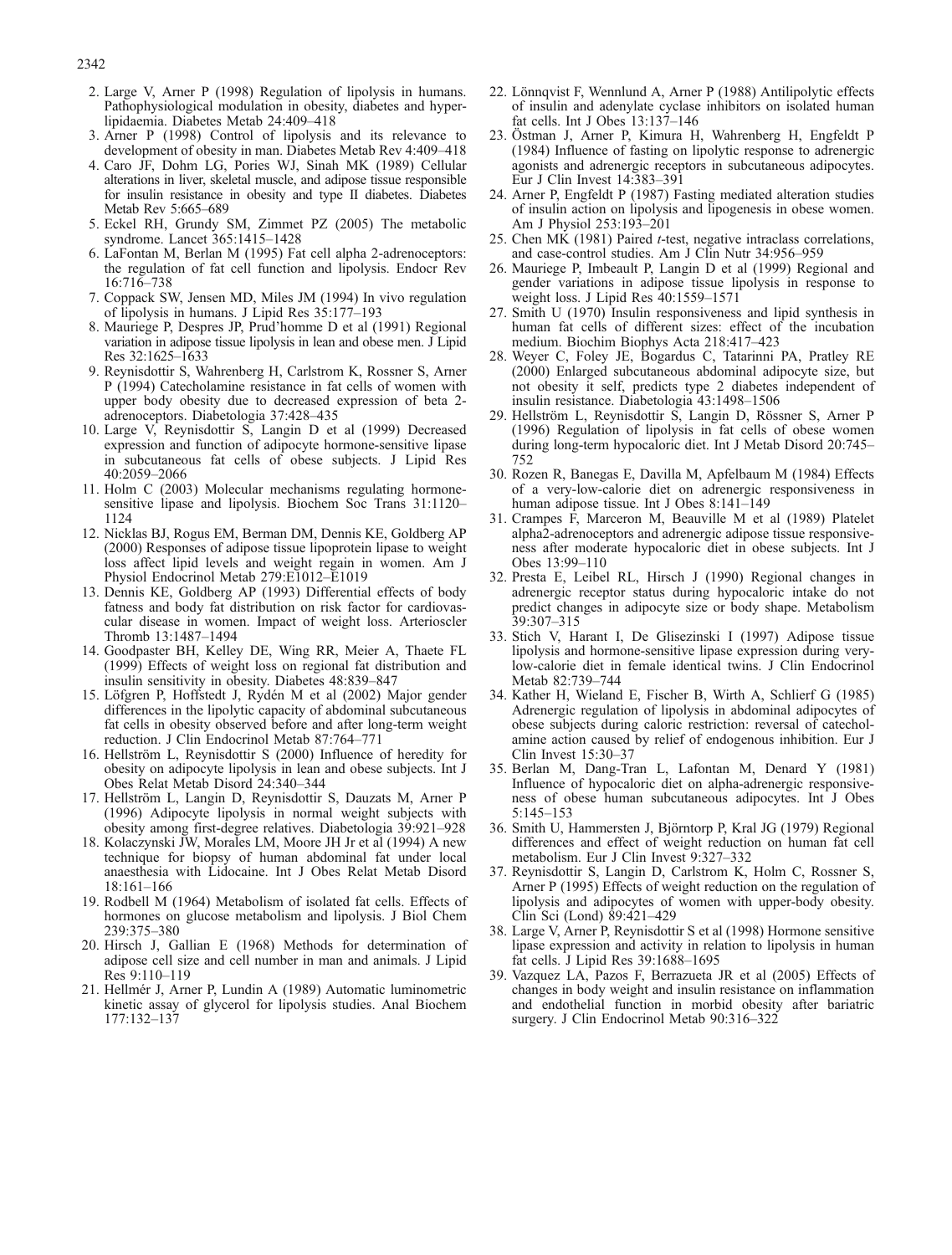2. Large V, Arner P (1998) Regulation of lipolysis in humans. Pathophysiological modulation in obesity, diabetes and hyperlipidaemia. Diabetes Metab 24:409–418
3. Arner P (1998) Control of lipolysis and its relevance to development of obesity in man. Diabetes Metab Rev 4:409–418
4. Caro JF, Dohm LG, Pories WJ, Sinah MK (1989) Cellular alterations in liver, skeletal muscle, and adipose tissue responsible for insulin resistance in obesity and type II diabetes. Diabetes Metab Rev 5:665–689
5. Eckel RH, Grundy SM, Zimmet PZ (2005) The metabolic syndrome. Lancet 365:1415–1428
6. LaFontan M, Berlan M (1995) Fat cell alpha 2-adrenoceptors: the regulation of fat cell function and lipolysis. Endocr Rev 16:716–738
7. Coppack SW, Jensen MD, Miles JM (1994) In vivo regulation of lipolysis in humans. J Lipid Res 35:177–193
8. Mauriege P, Despres JP, Prud'homme D et al (1991) Regional variation in adipose tissue lipolysis in lean and obese men. J Lipid Res 32:1625–1633
9. Reynisdottir S, Wahrenberg H, Carlstrom K, Rossner S, Arner P (1994) Catecholamine resistance in fat cells of women with upper body obesity due to decreased expression of beta 2-adrenoceptors. Diabetologia 37:428–435
10. Large V, Reynisdottir S, Langin D et al (1999) Decreased expression and function of adipocyte hormone-sensitive lipase in subcutaneous fat cells of obese subjects. J Lipid Res 40:2059–2066
11. Holm C (2003) Molecular mechanisms regulating hormone-sensitive lipase and lipolysis. Biochem Soc Trans 31:1120–1124
12. Nicklas BJ, Rogus EM, Berman DM, Dennis KE, Goldberg AP (2000) Responses of adipose tissue lipoprotein lipase to weight loss affect lipid levels and weight regain in women. Am J Physiol Endocrinol Metab 279:E1012–E1019
13. Dennis KE, Goldberg AP (1993) Differential effects of body fatness and body fat distribution on risk factor for cardiovascular disease in women. Impact of weight loss. Arterioscler Thromb 13:1487–1494
14. Goodpaster BH, Kelley DE, Wing RR, Meier A, Thaete FL (1999) Effects of weight loss on regional fat distribution and insulin sensitivity in obesity. Diabetes 48:839–847
15. Löfgren P, Hoffstedt J, Rydén M et al (2002) Major gender differences in the lipolytic capacity of abdominal subcutaneous fat cells in obesity observed before and after long-term weight reduction. J Clin Endocrinol Metab 87:764–771
16. Hellström L, Reynisdottir S (2000) Influence of heredity for obesity on adipocyte lipolysis in lean and obese subjects. Int J Obes Relat Metab Disord 24:340–344
17. Hellström L, Langin D, Reynisdottir S, Dauzats M, Arner P (1996) Adipocyte lipolysis in normal weight subjects with obesity among first-degree relatives. Diabetologia 39:921–928
18. Kolaczynski JW, Morales LM, Moore JH Jr et al (1994) A new technique for biopsy of human abdominal fat under local anaesthesia with Lidocaine. Int J Obes Relat Metab Disord 18:161–166
19. Rodbell M (1964) Metabolism of isolated fat cells. Effects of hormones on glucose metabolism and lipolysis. J Biol Chem 239:375–380
20. Hirsch J, Gallian E (1968) Methods for determination of adipose cell size and cell number in man and animals. J Lipid Res 9:110–119
21. Hellmér J, Arner P, Lundin A (1989) Automatic luminometric kinetic assay of glycerol for lipolysis studies. Anal Biochem 177:132–137
22. Lönnqvist F, Wennlund A, Arner P (1988) Antilipolytic effects of insulin and adenylate cyclase inhibitors on isolated human fat cells. Int J Obes 13:137–146
23. Östman J, Arner P, Kimura H, Wahrenberg H, Engfeldt P (1984) Influence of fasting on lipolytic response to adrenergic agonists and adrenergic receptors in subcutaneous adipocytes. Eur J Clin Invest 14:383–391
24. Arner P, Engfeldt P (1987) Fasting mediated alteration studies of insulin action on lipolysis and lipogenesis in obese women. Am J Physiol 253:193–201
25. Chen MK (1981) Paired *t*-test, negative intraclass correlations, and case-control studies. Am J Clin Nutr 34:956–959
26. Mauriege P, Imbeault P, Langin D et al (1999) Regional and gender variations in adipose tissue lipolysis in response to weight loss. J Lipid Res 40:1559–1571
27. Smith U (1970) Insulin responsiveness and lipid synthesis in human fat cells of different sizes: effect of the incubation medium. Biochim Biophys Acta 218:417–423
28. Weyer C, Foley JE, Bogardus C, Tatarinni PA, Pratley RE (2000) Enlarged subcutaneous abdominal adipocyte size, but not obesity it self, predicts type 2 diabetes independent of insulin resistance. Diabetologia 43:1498–1506
29. Hellström L, Reynisdottir S, Langin D, Rössner S, Arner P (1996) Regulation of lipolysis in fat cells of obese women during long-term hypocaloric diet. Int J Metab Disord 20:745–752
30. Rozen R, Banegas E, Davilla M, Apfelbaum M (1984) Effects of a very-low-calorie diet on adrenergic responsiveness in human adipose tissue. Int J Obes 8:141–149
31. Crampes F, Marceron M, Beauville M et al (1989) Platelet alpha2-adrenoceptors and adrenergic adipose tissue responsiveness after moderate hypocaloric diet in obese subjects. Int J Obes 13:99–110
32. Presta E, Leibel RL, Hirsch J (1990) Regional changes in adrenergic receptor status during hypocaloric intake do not predict changes in adipocyte size or body shape. Metabolism 39:307–315
33. Stich V, Harant I, De Glisezinski I (1997) Adipose tissue lipolysis and hormone-sensitive lipase expression during very-low-calorie diet in female identical twins. J Clin Endocrinol Metab 82:739–744
34. Kather H, Wieland E, Fischer B, Wirth A, Schlierf G (1985) Adrenergic regulation of lipolysis in abdominal adipocytes of obese subjects during caloric restriction: reversal of catecholamine action caused by relief of endogenous inhibition. Eur J Clin Invest 15:30–37
35. Berlan M, Dang-Tran L, Lafontan M, Denard Y (1981) Influence of hypocaloric diet on alpha-adrenergic responsiveness of obese human subcutaneous adipocytes. Int J Obes 5:145–153
36. Smith U, Hammersten J, Björntorp P, Kral JG (1979) Regional differences and effect of weight reduction on human fat cell metabolism. Eur J Clin Invest 9:327–332
37. Reynisdottir S, Langin D, Carlstrom K, Holm C, Rossner S, Arner P (1995) Effects of weight reduction on the regulation of lipolysis and adipocytes of women with upper-body obesity. Clin Sci (Lond) 89:421–429
38. Large V, Arner P, Reynisdottir S et al (1998) Hormone sensitive lipase expression and activity in relation to lipolysis in human fat cells. J Lipid Res 39:1688–1695
39. Vazquez LA, Pazos F, Berrazueta JR et al (2005) Effects of changes in body weight and insulin resistance on inflammation and endothelial function in morbid obesity after bariatric surgery. J Clin Endocrinol Metab 90:316–322